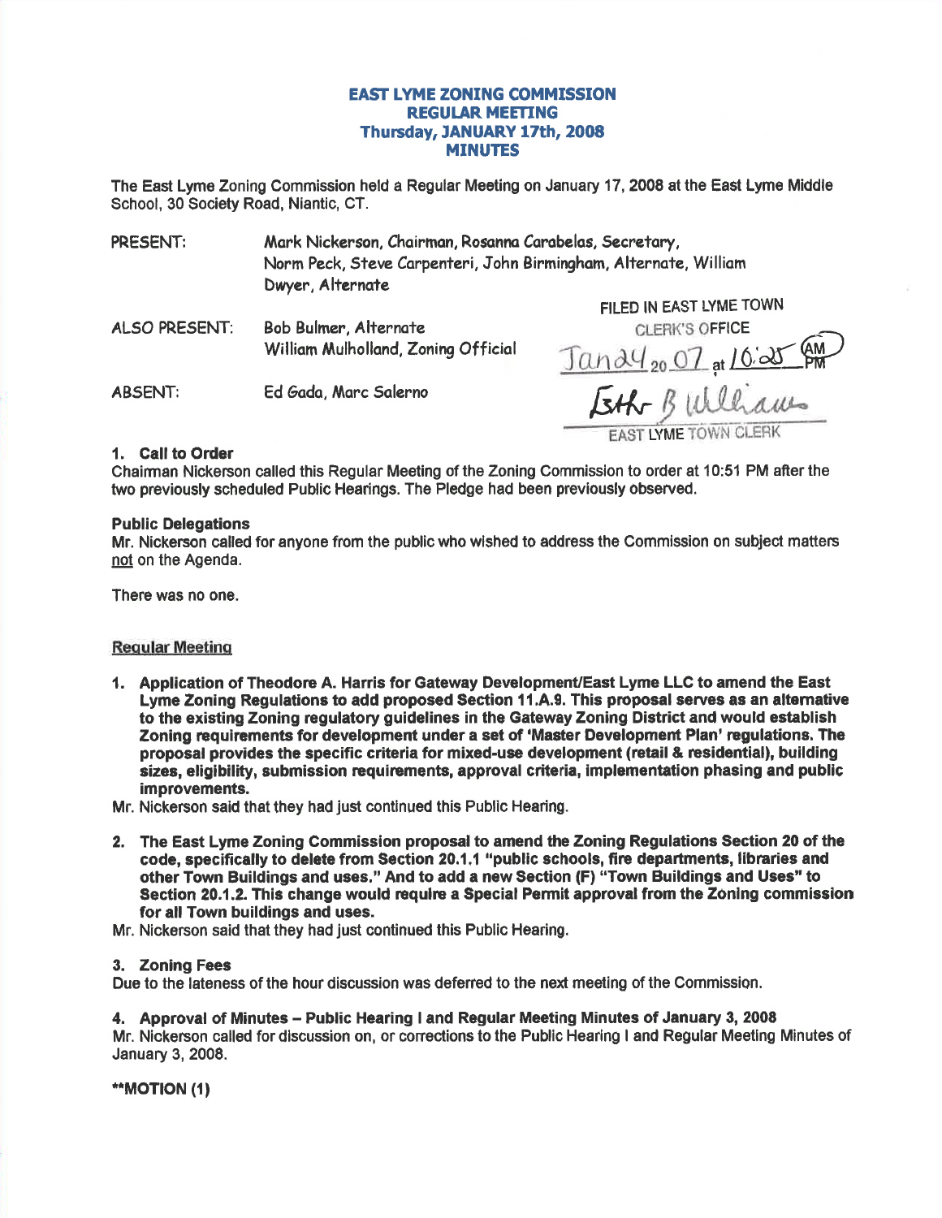# EAST LYME ZONING COMMISSION
## REGULAR MEETING
### Thursday, JANUARY 17th, 2008
### MINUTES

The East Lyme Zoning Commission held a Regular Meeting on January 17, 2008 at the East Lyme Middle School, 30 Society Road, Niantic, CT.

PRESENT: Mark Nickerson, Chairman, Rosanna Carabelas, Secretary, Norm Peck, Steve Carpenteri, John Birmingham, Alternate, William Dwyer, Alternate

ALSO PRESENT: Bob Bulmer, Alternate
William Mulholland, Zoning Official

FILED IN EAST LYME TOWN CLERK'S OFFICE
Jan 24 20 07 at 10:25 AM
Esther B Williams
EAST LYME TOWN CLERK

ABSENT: Ed Gada, Marc Salerno

**1. Call to Order**
Chairman Nickerson called this Regular Meeting of the Zoning Commission to order at 10:51 PM after the two previously scheduled Public Hearings. The Pledge had been previously observed.

**Public Delegations**
Mr. Nickerson called for anyone from the public who wished to address the Commission on subject matters not on the Agenda.

There was no one.

**Regular Meeting**

1. **Application of Theodore A. Harris for Gateway Development/East Lyme LLC to amend the East Lyme Zoning Regulations to add proposed Section 11.A.9. This proposal serves as an alternative to the existing Zoning regulatory guidelines in the Gateway Zoning District and would establish Zoning requirements for development under a set of 'Master Development Plan' regulations. The proposal provides the specific criteria for mixed-use development (retail & residential), building sizes, eligibility, submission requirements, approval criteria, implementation phasing and public improvements.**

Mr. Nickerson said that they had just continued this Public Hearing.

2. **The East Lyme Zoning Commission proposal to amend the Zoning Regulations Section 20 of the code, specifically to delete from Section 20.1.1 "public schools, fire departments, libraries and other Town Buildings and uses." And to add a new Section (F) "Town Buildings and Uses" to Section 20.1.2. This change would require a Special Permit approval from the Zoning commission for all Town buildings and uses.**

Mr. Nickerson said that they had just continued this Public Hearing.

**3. Zoning Fees**
Due to the lateness of the hour discussion was deferred to the next meeting of the Commission.

**4. Approval of Minutes – Public Hearing I and Regular Meeting Minutes of January 3, 2008**
Mr. Nickerson called for discussion on, or corrections to the Public Hearing I and Regular Meeting Minutes of January 3, 2008.

**\*\*MOTION (1)**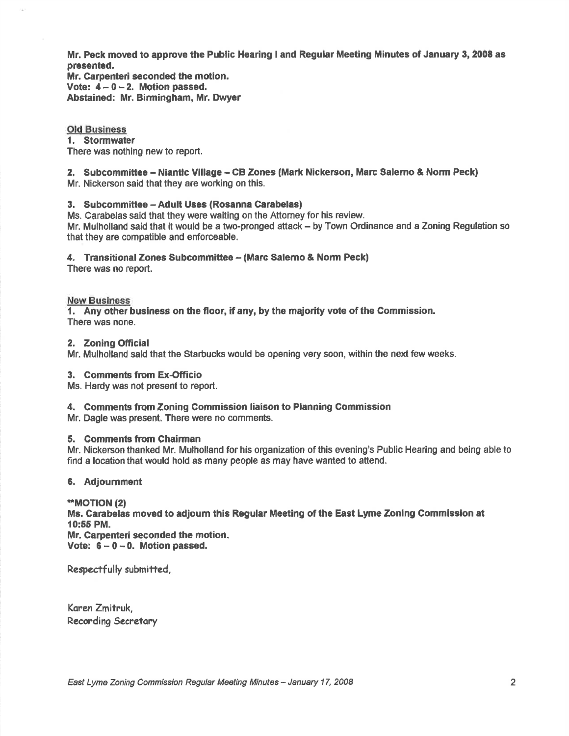**Mr. Peck moved to approve the Public Hearing I and Regular Meeting Minutes of January 3, 2008 as presented.**
**Mr. Carpenteri seconded the motion.**
**Vote: 4 – 0 – 2. Motion passed.**
**Abstained: Mr. Birmingham, Mr. Dwyer**

## Old Business

**1. Stormwater**

There was nothing new to report.

**2. Subcommittee – Niantic Village – CB Zones (Mark Nickerson, Marc Salerno & Norm Peck)**

Mr. Nickerson said that they are working on this.

**3. Subcommittee – Adult Uses (Rosanna Carabelas)**

Ms. Carabelas said that they were waiting on the Attorney for his review.
Mr. Mulholland said that it would be a two-pronged attack – by Town Ordinance and a Zoning Regulation so that they are compatible and enforceable.

**4. Transitional Zones Subcommittee – (Marc Salerno & Norm Peck)**

There was no report.

## New Business

**1. Any other business on the floor, if any, by the majority vote of the Commission.**

There was none.

**2. Zoning Official**

Mr. Mulholland said that the Starbucks would be opening very soon, within the next few weeks.

**3. Comments from Ex-Officio**

Ms. Hardy was not present to report.

**4. Comments from Zoning Commission liaison to Planning Commission**

Mr. Dagle was present. There were no comments.

**5. Comments from Chairman**

Mr. Nickerson thanked Mr. Mulholland for his organization of this evening's Public Hearing and being able to find a location that would hold as many people as may have wanted to attend.

**6. Adjournment**

****MOTION (2)**
**Ms. Carabelas moved to adjourn this Regular Meeting of the East Lyme Zoning Commission at 10:55 PM.**
**Mr. Carpenteri seconded the motion.**
**Vote: 6 – 0 – 0. Motion passed.**

Respectfully submitted,

Karen Zmitruk,
Recording Secretary